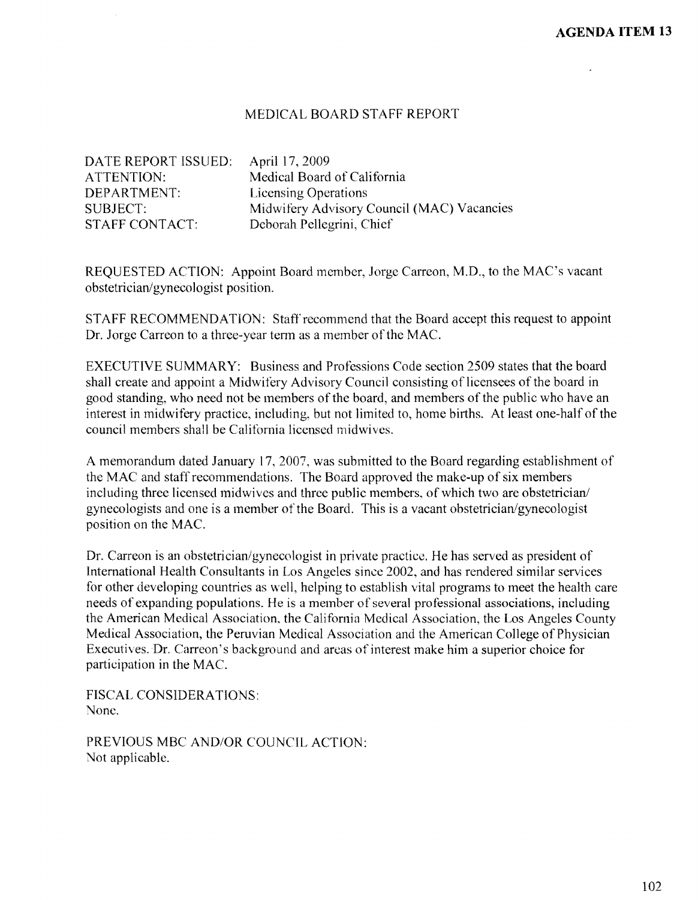**AGENDA ITEM 13**

# MEDICAL BOARD STAFF REPORT

| | |
|---|---|
| DATE REPORT ISSUED: | April 17, 2009 |
| ATTENTION: | Medical Board of California |
| DEPARTMENT: | Licensing Operations |
| SUBJECT: | Midwifery Advisory Council (MAC) Vacancies |
| STAFF CONTACT: | Deborah Pellegrini, Chief |

REQUESTED ACTION: Appoint Board member, Jorge Carreon, M.D., to the MAC's vacant obstetrician/gynecologist position.

STAFF RECOMMENDATION: Staff recommend that the Board accept this request to appoint Dr. Jorge Carreon to a three-year term as a member of the MAC.

EXECUTIVE SUMMARY: Business and Professions Code section 2509 states that the board shall create and appoint a Midwifery Advisory Council consisting of licensees of the board in good standing, who need not be members of the board, and members of the public who have an interest in midwifery practice, including, but not limited to, home births. At least one-half of the council members shall be California licensed midwives.

A memorandum dated January 17, 2007, was submitted to the Board regarding establishment of the MAC and staff recommendations. The Board approved the make-up of six members including three licensed midwives and three public members, of which two are obstetrician/gynecologists and one is a member of the Board. This is a vacant obstetrician/gynecologist position on the MAC.

Dr. Carreon is an obstetrician/gynecologist in private practice. He has served as president of International Health Consultants in Los Angeles since 2002, and has rendered similar services for other developing countries as well, helping to establish vital programs to meet the health care needs of expanding populations. He is a member of several professional associations, including the American Medical Association, the California Medical Association, the Los Angeles County Medical Association, the Peruvian Medical Association and the American College of Physician Executives. Dr. Carreon's background and areas of interest make him a superior choice for participation in the MAC.

FISCAL CONSIDERATIONS:
None.

PREVIOUS MBC AND/OR COUNCIL ACTION:
Not applicable.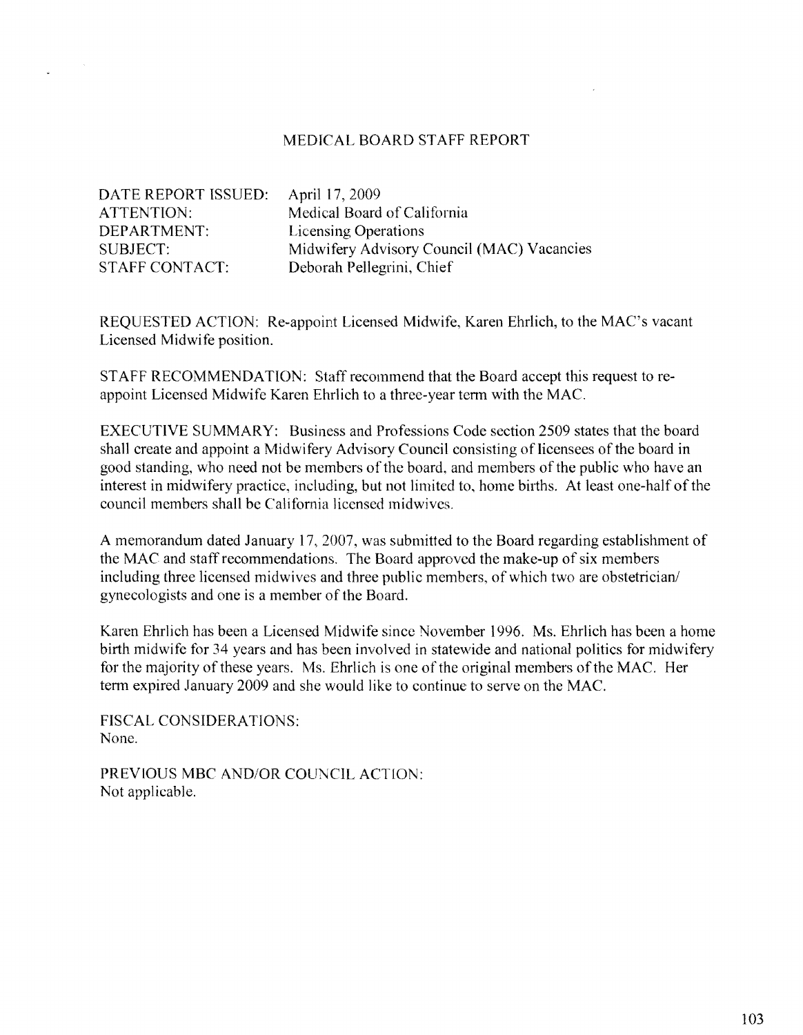# MEDICAL BOARD STAFF REPORT

DATE REPORT ISSUED: April 17, 2009
ATTENTION: Medical Board of California
DEPARTMENT: Licensing Operations
SUBJECT: Midwifery Advisory Council (MAC) Vacancies
STAFF CONTACT: Deborah Pellegrini, Chief

REQUESTED ACTION: Re-appoint Licensed Midwife, Karen Ehrlich, to the MAC's vacant Licensed Midwife position.

STAFF RECOMMENDATION: Staff recommend that the Board accept this request to re-appoint Licensed Midwife Karen Ehrlich to a three-year term with the MAC.

EXECUTIVE SUMMARY: Business and Professions Code section 2509 states that the board shall create and appoint a Midwifery Advisory Council consisting of licensees of the board in good standing, who need not be members of the board, and members of the public who have an interest in midwifery practice, including, but not limited to, home births. At least one-half of the council members shall be California licensed midwives.

A memorandum dated January 17, 2007, was submitted to the Board regarding establishment of the MAC and staff recommendations. The Board approved the make-up of six members including three licensed midwives and three public members, of which two are obstetrician/ gynecologists and one is a member of the Board.

Karen Ehrlich has been a Licensed Midwife since November 1996. Ms. Ehrlich has been a home birth midwife for 34 years and has been involved in statewide and national politics for midwifery for the majority of these years. Ms. Ehrlich is one of the original members of the MAC. Her term expired January 2009 and she would like to continue to serve on the MAC.

FISCAL CONSIDERATIONS:
None.

PREVIOUS MBC AND/OR COUNCIL ACTION:
Not applicable.